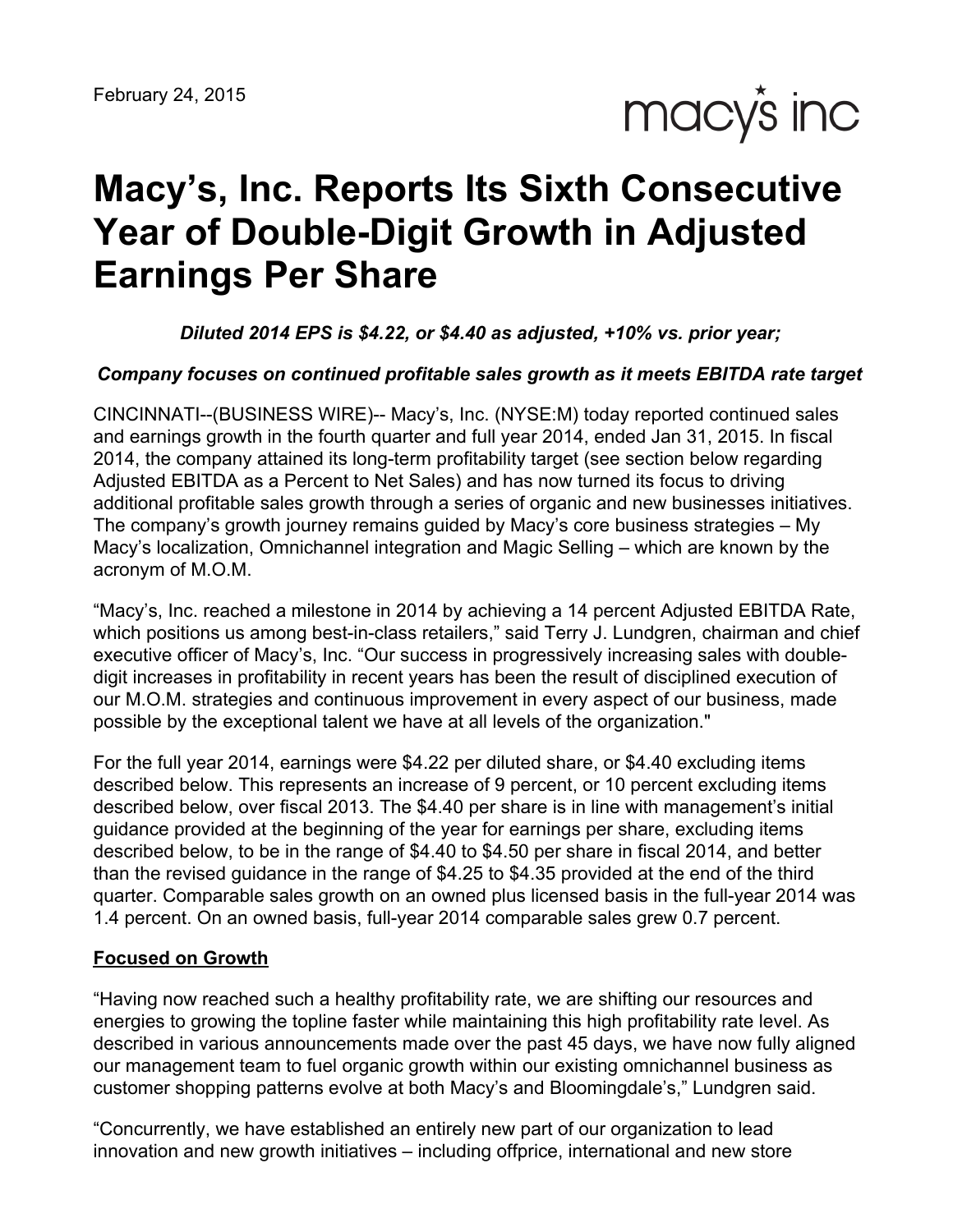February 24, 2015

macy's inc

# Macy's, Inc. Reports Its Sixth Consecutive Year of Double-Digit Growth in Adjusted Earnings Per Share

***Diluted 2014 EPS is $4.22, or $4.40 as adjusted, +10% vs. prior year;***

***Company focuses on continued profitable sales growth as it meets EBITDA rate target***

CINCINNATI--(BUSINESS WIRE)-- Macy's, Inc. (NYSE:M) today reported continued sales and earnings growth in the fourth quarter and full year 2014, ended Jan 31, 2015. In fiscal 2014, the company attained its long-term profitability target (see section below regarding Adjusted EBITDA as a Percent to Net Sales) and has now turned its focus to driving additional profitable sales growth through a series of organic and new businesses initiatives. The company's growth journey remains guided by Macy's core business strategies – My Macy's localization, Omnichannel integration and Magic Selling – which are known by the acronym of M.O.M.

"Macy's, Inc. reached a milestone in 2014 by achieving a 14 percent Adjusted EBITDA Rate, which positions us among best-in-class retailers," said Terry J. Lundgren, chairman and chief executive officer of Macy's, Inc. "Our success in progressively increasing sales with double-digit increases in profitability in recent years has been the result of disciplined execution of our M.O.M. strategies and continuous improvement in every aspect of our business, made possible by the exceptional talent we have at all levels of the organization."

For the full year 2014, earnings were $4.22 per diluted share, or $4.40 excluding items described below. This represents an increase of 9 percent, or 10 percent excluding items described below, over fiscal 2013. The $4.40 per share is in line with management's initial guidance provided at the beginning of the year for earnings per share, excluding items described below, to be in the range of $4.40 to $4.50 per share in fiscal 2014, and better than the revised guidance in the range of $4.25 to $4.35 provided at the end of the third quarter. Comparable sales growth on an owned plus licensed basis in the full-year 2014 was 1.4 percent. On an owned basis, full-year 2014 comparable sales grew 0.7 percent.

## Focused on Growth

"Having now reached such a healthy profitability rate, we are shifting our resources and energies to growing the topline faster while maintaining this high profitability rate level. As described in various announcements made over the past 45 days, we have now fully aligned our management team to fuel organic growth within our existing omnichannel business as customer shopping patterns evolve at both Macy's and Bloomingdale's," Lundgren said.

"Concurrently, we have established an entirely new part of our organization to lead innovation and new growth initiatives – including offprice, international and new store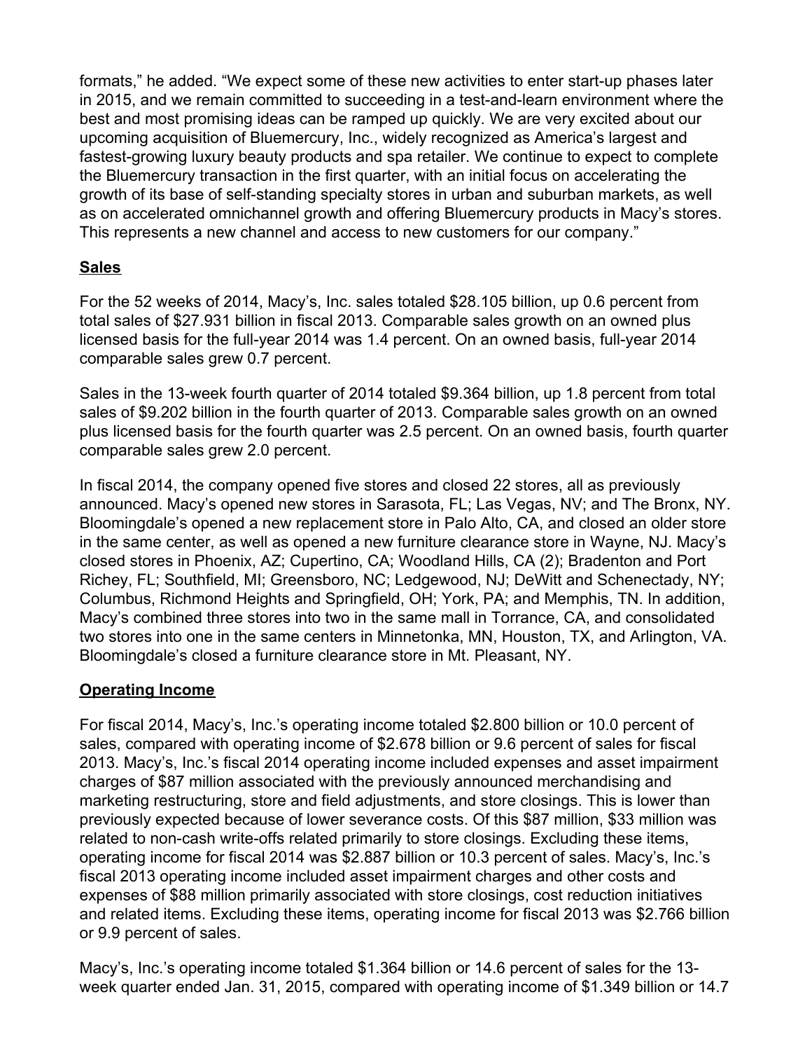formats," he added. "We expect some of these new activities to enter start-up phases later in 2015, and we remain committed to succeeding in a test-and-learn environment where the best and most promising ideas can be ramped up quickly. We are very excited about our upcoming acquisition of Bluemercury, Inc., widely recognized as America's largest and fastest-growing luxury beauty products and spa retailer. We continue to expect to complete the Bluemercury transaction in the first quarter, with an initial focus on accelerating the growth of its base of self-standing specialty stores in urban and suburban markets, as well as on accelerated omnichannel growth and offering Bluemercury products in Macy's stores. This represents a new channel and access to new customers for our company."

## Sales

For the 52 weeks of 2014, Macy's, Inc. sales totaled $28.105 billion, up 0.6 percent from total sales of $27.931 billion in fiscal 2013. Comparable sales growth on an owned plus licensed basis for the full-year 2014 was 1.4 percent. On an owned basis, full-year 2014 comparable sales grew 0.7 percent.

Sales in the 13-week fourth quarter of 2014 totaled $9.364 billion, up 1.8 percent from total sales of $9.202 billion in the fourth quarter of 2013. Comparable sales growth on an owned plus licensed basis for the fourth quarter was 2.5 percent. On an owned basis, fourth quarter comparable sales grew 2.0 percent.

In fiscal 2014, the company opened five stores and closed 22 stores, all as previously announced. Macy's opened new stores in Sarasota, FL; Las Vegas, NV; and The Bronx, NY. Bloomingdale's opened a new replacement store in Palo Alto, CA, and closed an older store in the same center, as well as opened a new furniture clearance store in Wayne, NJ. Macy's closed stores in Phoenix, AZ; Cupertino, CA; Woodland Hills, CA (2); Bradenton and Port Richey, FL; Southfield, MI; Greensboro, NC; Ledgewood, NJ; DeWitt and Schenectady, NY; Columbus, Richmond Heights and Springfield, OH; York, PA; and Memphis, TN. In addition, Macy's combined three stores into two in the same mall in Torrance, CA, and consolidated two stores into one in the same centers in Minnetonka, MN, Houston, TX, and Arlington, VA. Bloomingdale's closed a furniture clearance store in Mt. Pleasant, NY.

## Operating Income

For fiscal 2014, Macy's, Inc.'s operating income totaled $2.800 billion or 10.0 percent of sales, compared with operating income of $2.678 billion or 9.6 percent of sales for fiscal 2013. Macy's, Inc.'s fiscal 2014 operating income included expenses and asset impairment charges of $87 million associated with the previously announced merchandising and marketing restructuring, store and field adjustments, and store closings. This is lower than previously expected because of lower severance costs. Of this $87 million, $33 million was related to non-cash write-offs related primarily to store closings. Excluding these items, operating income for fiscal 2014 was $2.887 billion or 10.3 percent of sales. Macy's, Inc.'s fiscal 2013 operating income included asset impairment charges and other costs and expenses of $88 million primarily associated with store closings, cost reduction initiatives and related items. Excluding these items, operating income for fiscal 2013 was $2.766 billion or 9.9 percent of sales.

Macy's, Inc.'s operating income totaled $1.364 billion or 14.6 percent of sales for the 13-week quarter ended Jan. 31, 2015, compared with operating income of $1.349 billion or 14.7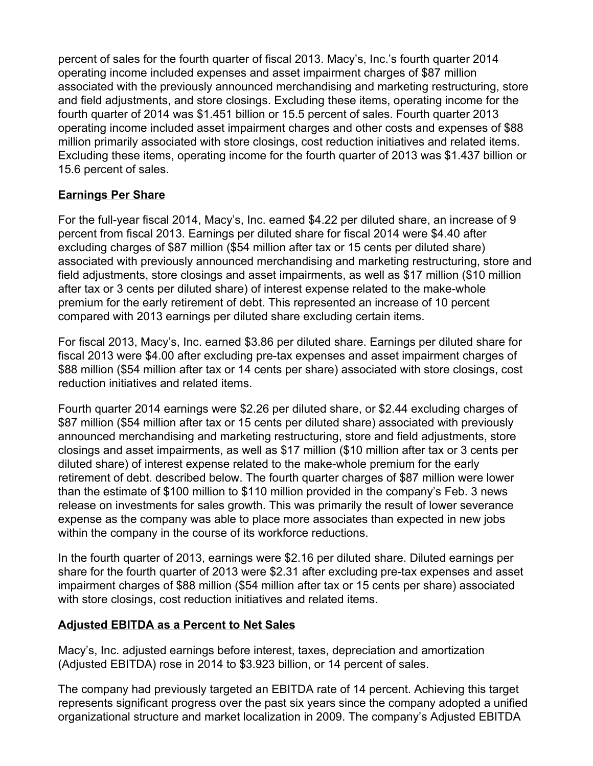percent of sales for the fourth quarter of fiscal 2013. Macy's, Inc.'s fourth quarter 2014 operating income included expenses and asset impairment charges of $87 million associated with the previously announced merchandising and marketing restructuring, store and field adjustments, and store closings. Excluding these items, operating income for the fourth quarter of 2014 was $1.451 billion or 15.5 percent of sales. Fourth quarter 2013 operating income included asset impairment charges and other costs and expenses of $88 million primarily associated with store closings, cost reduction initiatives and related items. Excluding these items, operating income for the fourth quarter of 2013 was $1.437 billion or 15.6 percent of sales.

## Earnings Per Share

For the full-year fiscal 2014, Macy's, Inc. earned $4.22 per diluted share, an increase of 9 percent from fiscal 2013. Earnings per diluted share for fiscal 2014 were $4.40 after excluding charges of $87 million ($54 million after tax or 15 cents per diluted share) associated with previously announced merchandising and marketing restructuring, store and field adjustments, store closings and asset impairments, as well as $17 million ($10 million after tax or 3 cents per diluted share) of interest expense related to the make-whole premium for the early retirement of debt. This represented an increase of 10 percent compared with 2013 earnings per diluted share excluding certain items.

For fiscal 2013, Macy's, Inc. earned $3.86 per diluted share. Earnings per diluted share for fiscal 2013 were $4.00 after excluding pre-tax expenses and asset impairment charges of $88 million ($54 million after tax or 14 cents per share) associated with store closings, cost reduction initiatives and related items.

Fourth quarter 2014 earnings were $2.26 per diluted share, or $2.44 excluding charges of $87 million ($54 million after tax or 15 cents per diluted share) associated with previously announced merchandising and marketing restructuring, store and field adjustments, store closings and asset impairments, as well as $17 million ($10 million after tax or 3 cents per diluted share) of interest expense related to the make-whole premium for the early retirement of debt. described below. The fourth quarter charges of $87 million were lower than the estimate of $100 million to $110 million provided in the company's Feb. 3 news release on investments for sales growth. This was primarily the result of lower severance expense as the company was able to place more associates than expected in new jobs within the company in the course of its workforce reductions.

In the fourth quarter of 2013, earnings were $2.16 per diluted share. Diluted earnings per share for the fourth quarter of 2013 were $2.31 after excluding pre-tax expenses and asset impairment charges of $88 million ($54 million after tax or 15 cents per share) associated with store closings, cost reduction initiatives and related items.

## Adjusted EBITDA as a Percent to Net Sales

Macy's, Inc. adjusted earnings before interest, taxes, depreciation and amortization (Adjusted EBITDA) rose in 2014 to $3.923 billion, or 14 percent of sales.

The company had previously targeted an EBITDA rate of 14 percent. Achieving this target represents significant progress over the past six years since the company adopted a unified organizational structure and market localization in 2009. The company's Adjusted EBITDA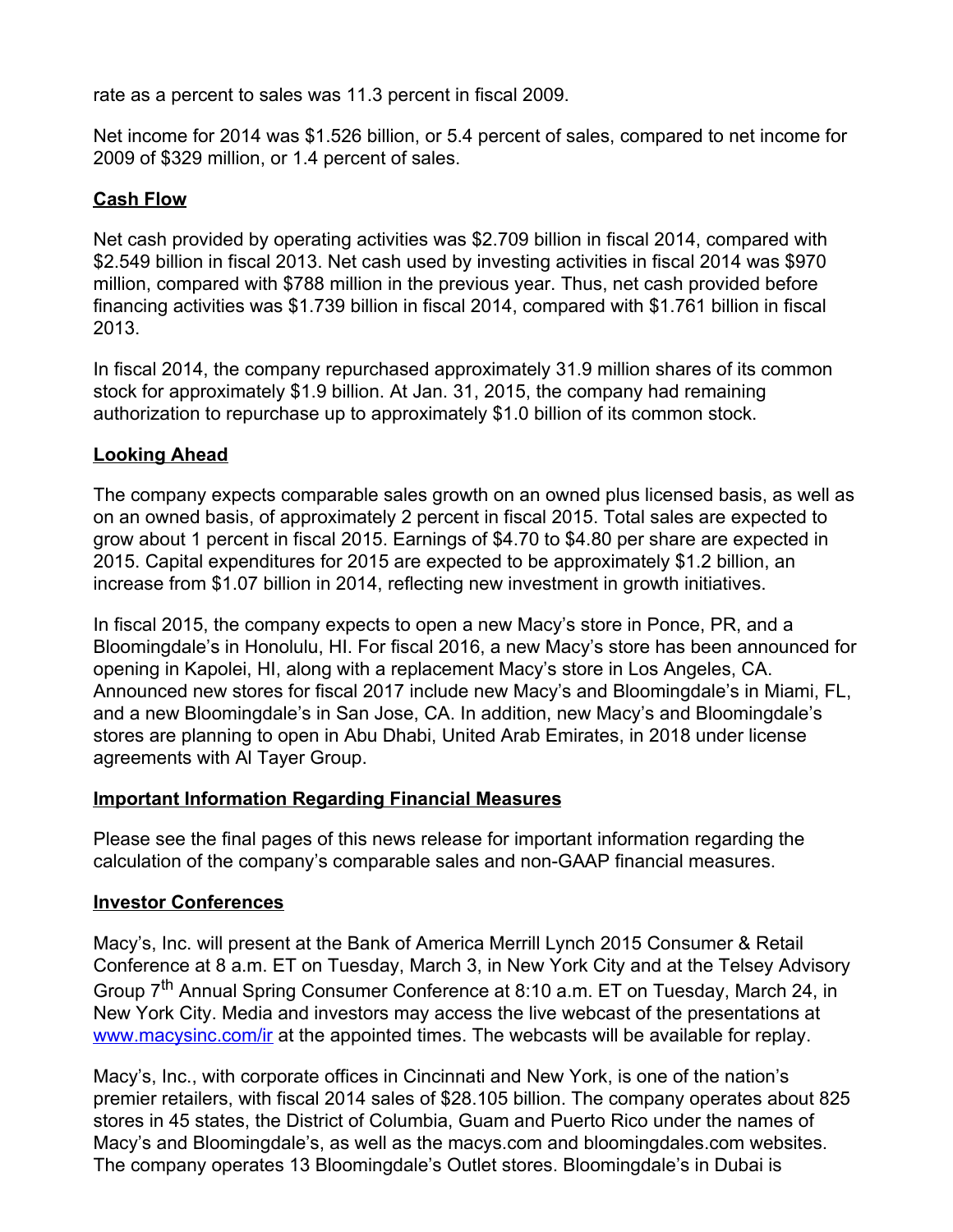rate as a percent to sales was 11.3 percent in fiscal 2009.

Net income for 2014 was $1.526 billion, or 5.4 percent of sales, compared to net income for 2009 of $329 million, or 1.4 percent of sales.

## Cash Flow

Net cash provided by operating activities was $2.709 billion in fiscal 2014, compared with $2.549 billion in fiscal 2013. Net cash used by investing activities in fiscal 2014 was $970 million, compared with $788 million in the previous year. Thus, net cash provided before financing activities was $1.739 billion in fiscal 2014, compared with $1.761 billion in fiscal 2013.

In fiscal 2014, the company repurchased approximately 31.9 million shares of its common stock for approximately $1.9 billion. At Jan. 31, 2015, the company had remaining authorization to repurchase up to approximately $1.0 billion of its common stock.

## Looking Ahead

The company expects comparable sales growth on an owned plus licensed basis, as well as on an owned basis, of approximately 2 percent in fiscal 2015. Total sales are expected to grow about 1 percent in fiscal 2015. Earnings of $4.70 to $4.80 per share are expected in 2015. Capital expenditures for 2015 are expected to be approximately $1.2 billion, an increase from $1.07 billion in 2014, reflecting new investment in growth initiatives.

In fiscal 2015, the company expects to open a new Macy's store in Ponce, PR, and a Bloomingdale's in Honolulu, HI. For fiscal 2016, a new Macy's store has been announced for opening in Kapolei, HI, along with a replacement Macy's store in Los Angeles, CA. Announced new stores for fiscal 2017 include new Macy's and Bloomingdale's in Miami, FL, and a new Bloomingdale's in San Jose, CA. In addition, new Macy's and Bloomingdale's stores are planning to open in Abu Dhabi, United Arab Emirates, in 2018 under license agreements with Al Tayer Group.

## Important Information Regarding Financial Measures

Please see the final pages of this news release for important information regarding the calculation of the company's comparable sales and non-GAAP financial measures.

## Investor Conferences

Macy's, Inc. will present at the Bank of America Merrill Lynch 2015 Consumer & Retail Conference at 8 a.m. ET on Tuesday, March 3, in New York City and at the Telsey Advisory Group 7th Annual Spring Consumer Conference at 8:10 a.m. ET on Tuesday, March 24, in New York City. Media and investors may access the live webcast of the presentations at www.macysinc.com/ir at the appointed times. The webcasts will be available for replay.

Macy's, Inc., with corporate offices in Cincinnati and New York, is one of the nation's premier retailers, with fiscal 2014 sales of $28.105 billion. The company operates about 825 stores in 45 states, the District of Columbia, Guam and Puerto Rico under the names of Macy's and Bloomingdale's, as well as the macys.com and bloomingdales.com websites. The company operates 13 Bloomingdale's Outlet stores. Bloomingdale's in Dubai is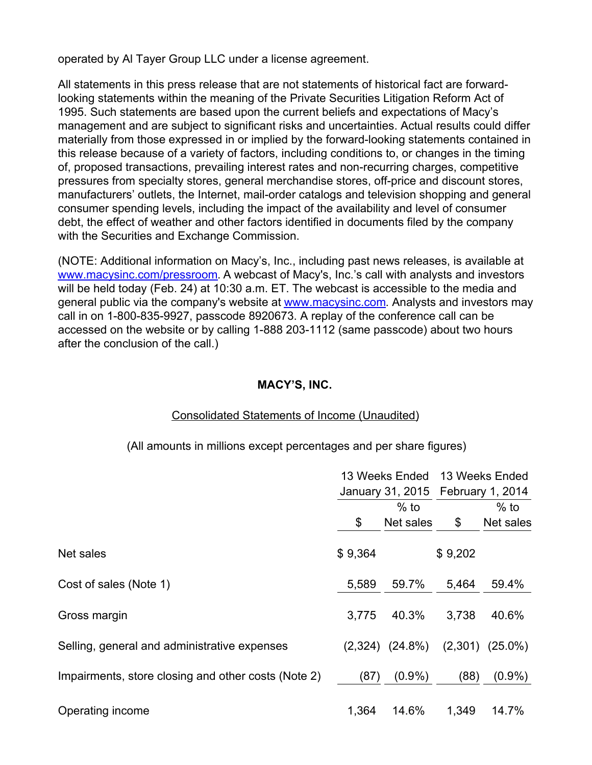operated by Al Tayer Group LLC under a license agreement.

All statements in this press release that are not statements of historical fact are forward-looking statements within the meaning of the Private Securities Litigation Reform Act of 1995. Such statements are based upon the current beliefs and expectations of Macy's management and are subject to significant risks and uncertainties. Actual results could differ materially from those expressed in or implied by the forward-looking statements contained in this release because of a variety of factors, including conditions to, or changes in the timing of, proposed transactions, prevailing interest rates and non-recurring charges, competitive pressures from specialty stores, general merchandise stores, off-price and discount stores, manufacturers' outlets, the Internet, mail-order catalogs and television shopping and general consumer spending levels, including the impact of the availability and level of consumer debt, the effect of weather and other factors identified in documents filed by the company with the Securities and Exchange Commission.

(NOTE: Additional information on Macy's, Inc., including past news releases, is available at www.macysinc.com/pressroom. A webcast of Macy's, Inc.'s call with analysts and investors will be held today (Feb. 24) at 10:30 a.m. ET. The webcast is accessible to the media and general public via the company's website at www.macysinc.com. Analysts and investors may call in on 1-800-835-9927, passcode 8920673. A replay of the conference call can be accessed on the website or by calling 1-888 203-1112 (same passcode) about two hours after the conclusion of the call.)

**MACY'S, INC.**

Consolidated Statements of Income (Unaudited)

(All amounts in millions except percentages and per share figures)

| | 13 Weeks Ended January 31, 2015 | | 13 Weeks Ended February 1, 2014 | |
|---|---|---|---|---|
| | $ | % to Net sales | $ | % to Net sales |
| Net sales | $ 9,364 | | $ 9,202 | |
| Cost of sales (Note 1) | 5,589 | 59.7% | 5,464 | 59.4% |
| Gross margin | 3,775 | 40.3% | 3,738 | 40.6% |
| Selling, general and administrative expenses | (2,324) | (24.8%) | (2,301) | (25.0%) |
| Impairments, store closing and other costs (Note 2) | (87) | (0.9%) | (88) | (0.9%) |
| Operating income | 1,364 | 14.6% | 1,349 | 14.7% |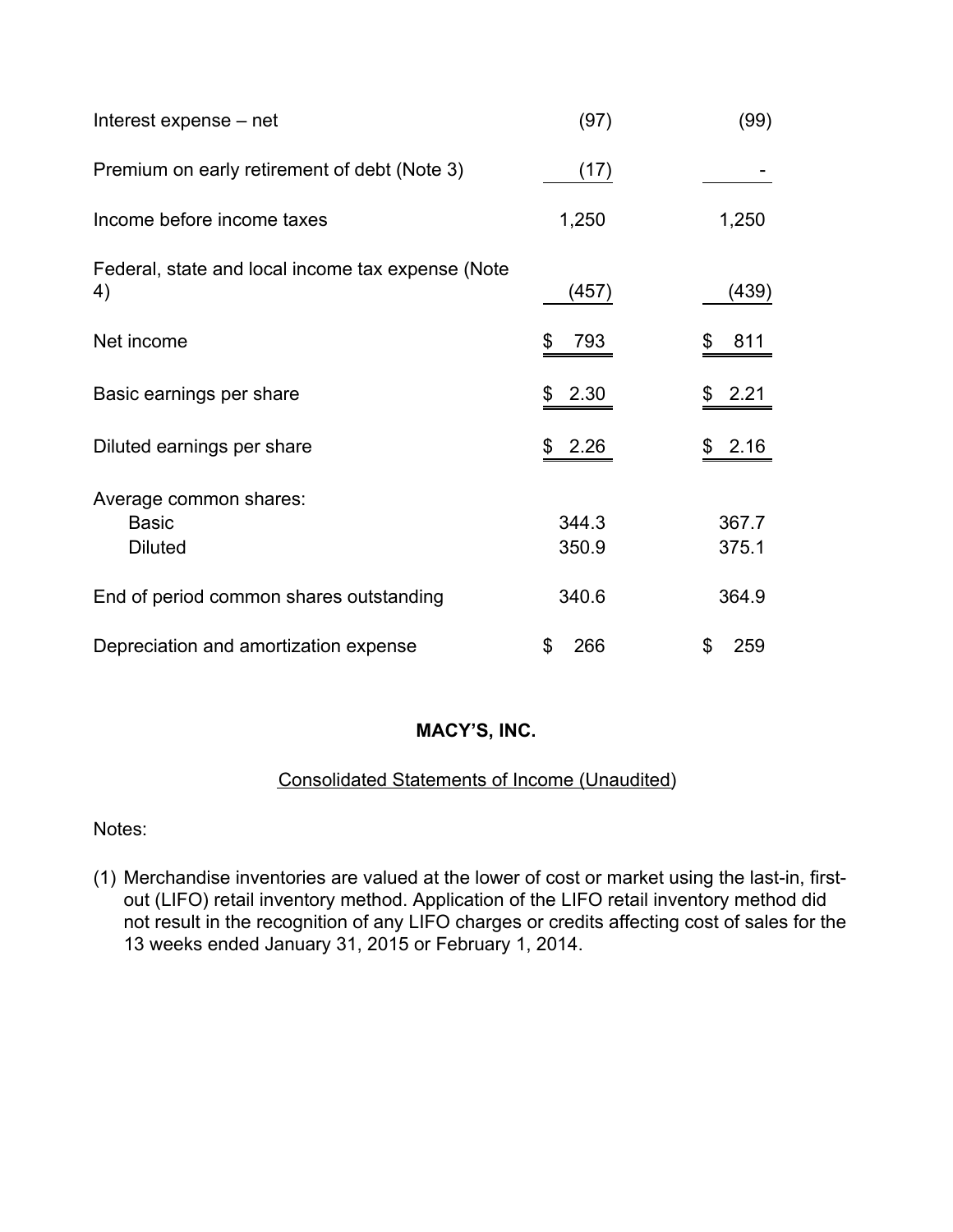| | | |
|---|---|---|
| Interest expense – net | (97) | (99) |
| Premium on early retirement of debt (Note 3) | (17) | - |
| Income before income taxes | 1,250 | 1,250 |
| Federal, state and local income tax expense (Note 4) | (457) | (439) |
| Net income | $ 793 | $ 811 |
| Basic earnings per share | $ 2.30 | $ 2.21 |
| Diluted earnings per share | $ 2.26 | $ 2.16 |
| Average common shares: | | |
| Basic | 344.3 | 367.7 |
| Diluted | 350.9 | 375.1 |
| End of period common shares outstanding | 340.6 | 364.9 |
| Depreciation and amortization expense | $ 266 | $ 259 |

**MACY'S, INC.**

Consolidated Statements of Income (Unaudited)

Notes:

(1) Merchandise inventories are valued at the lower of cost or market using the last-in, first-out (LIFO) retail inventory method. Application of the LIFO retail inventory method did not result in the recognition of any LIFO charges or credits affecting cost of sales for the 13 weeks ended January 31, 2015 or February 1, 2014.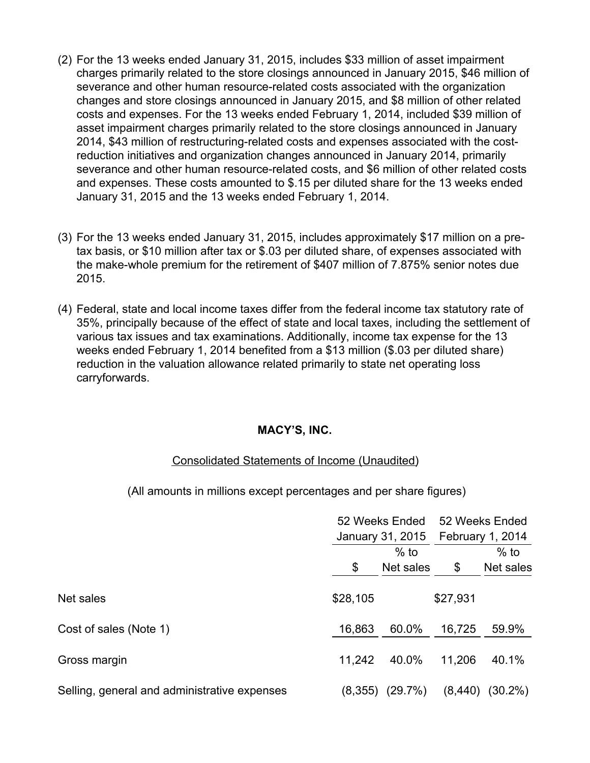(2) For the 13 weeks ended January 31, 2015, includes $33 million of asset impairment charges primarily related to the store closings announced in January 2015, $46 million of severance and other human resource-related costs associated with the organization changes and store closings announced in January 2015, and $8 million of other related costs and expenses. For the 13 weeks ended February 1, 2014, included $39 million of asset impairment charges primarily related to the store closings announced in January 2014, $43 million of restructuring-related costs and expenses associated with the cost-reduction initiatives and organization changes announced in January 2014, primarily severance and other human resource-related costs, and $6 million of other related costs and expenses. These costs amounted to $.15 per diluted share for the 13 weeks ended January 31, 2015 and the 13 weeks ended February 1, 2014.

(3) For the 13 weeks ended January 31, 2015, includes approximately $17 million on a pre-tax basis, or $10 million after tax or $.03 per diluted share, of expenses associated with the make-whole premium for the retirement of $407 million of 7.875% senior notes due 2015.

(4) Federal, state and local income taxes differ from the federal income tax statutory rate of 35%, principally because of the effect of state and local taxes, including the settlement of various tax issues and tax examinations. Additionally, income tax expense for the 13 weeks ended February 1, 2014 benefited from a $13 million ($.03 per diluted share) reduction in the valuation allowance related primarily to state net operating loss carryforwards.

**MACY'S, INC.**

Consolidated Statements of Income (Unaudited)

(All amounts in millions except percentages and per share figures)

| | 52 Weeks Ended January 31, 2015 | | 52 Weeks Ended February 1, 2014 | |
|---|---|---|---|---|
| | $ | % to Net sales | $ | % to Net sales |
| Net sales | $28,105 | | $27,931 | |
| Cost of sales (Note 1) | 16,863 | 60.0% | 16,725 | 59.9% |
| Gross margin | 11,242 | 40.0% | 11,206 | 40.1% |
| Selling, general and administrative expenses | (8,355) | (29.7%) | (8,440) | (30.2%) |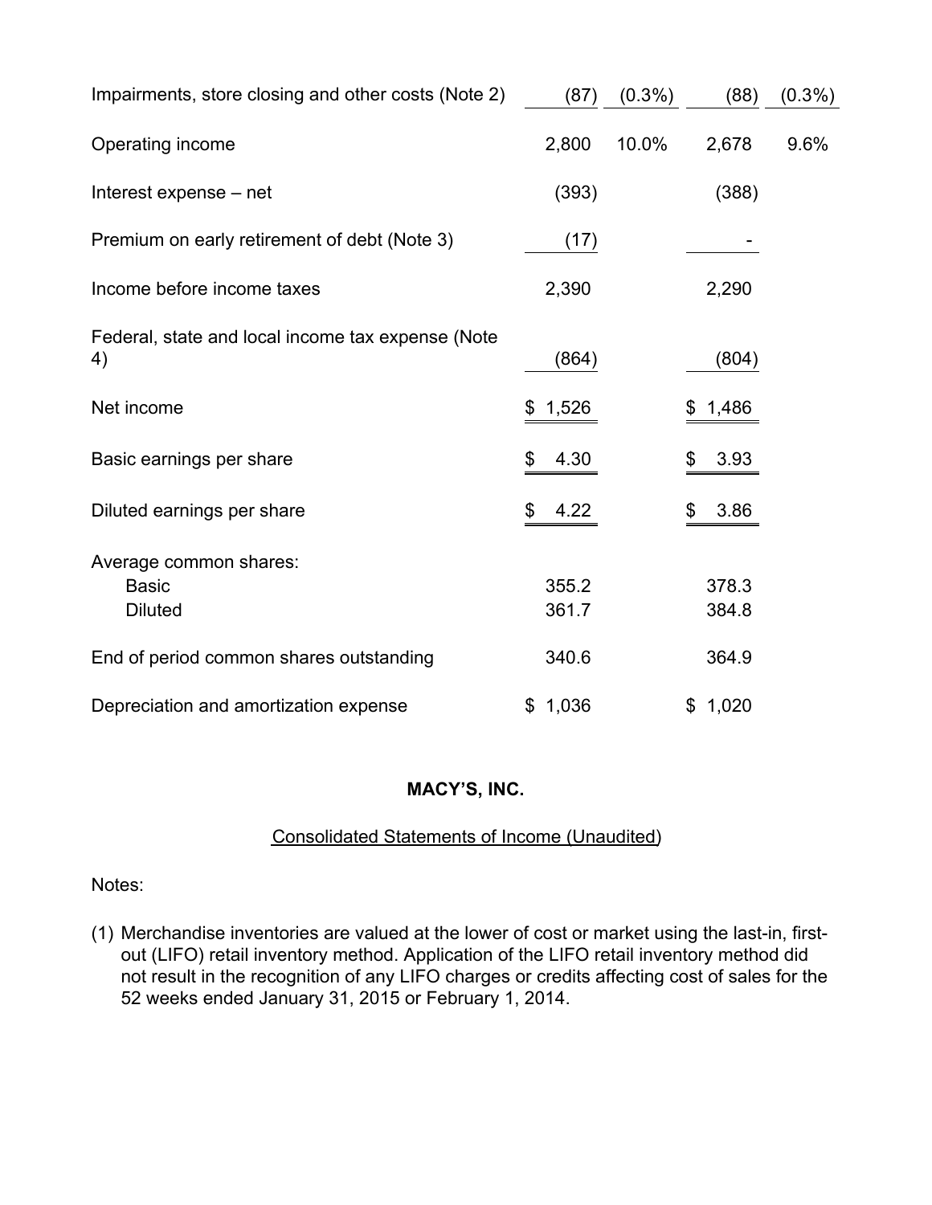| | | | | |
|---|---|---|---|---|
| Impairments, store closing and other costs (Note 2) | (87) | (0.3%) | (88) | (0.3%) |
| Operating income | 2,800 | 10.0% | 2,678 | 9.6% |
| Interest expense – net | (393) | | (388) | |
| Premium on early retirement of debt (Note 3) | (17) | | - | |
| Income before income taxes | 2,390 | | 2,290 | |
| Federal, state and local income tax expense (Note 4) | (864) | | (804) | |
| Net income | $ 1,526 | | $ 1,486 | |
| Basic earnings per share | $ 4.30 | | $ 3.93 | |
| Diluted earnings per share | $ 4.22 | | $ 3.86 | |
| Average common shares: | | | | |
| Basic | 355.2 | | 378.3 | |
| Diluted | 361.7 | | 384.8 | |
| End of period common shares outstanding | 340.6 | | 364.9 | |
| Depreciation and amortization expense | $ 1,036 | | $ 1,020 | |

**MACY'S, INC.**

Consolidated Statements of Income (Unaudited)

Notes:

(1) Merchandise inventories are valued at the lower of cost or market using the last-in, first-out (LIFO) retail inventory method. Application of the LIFO retail inventory method did not result in the recognition of any LIFO charges or credits affecting cost of sales for the 52 weeks ended January 31, 2015 or February 1, 2014.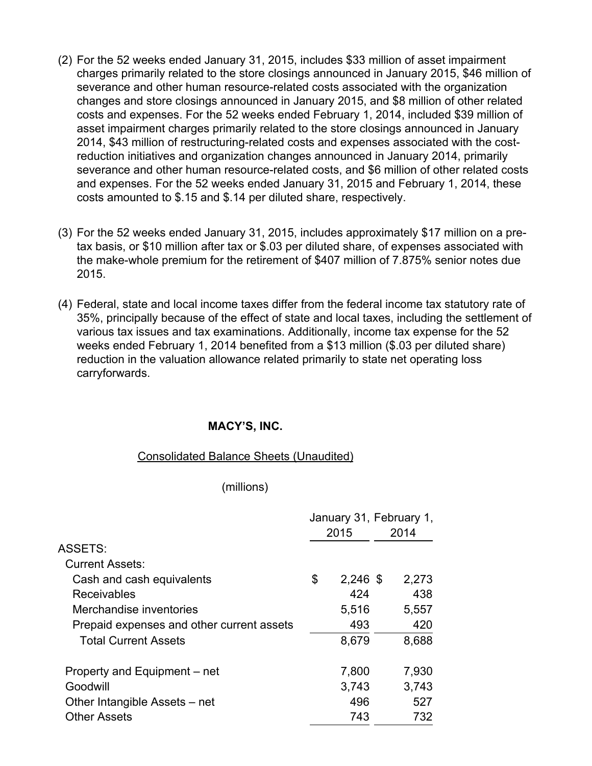(2) For the 52 weeks ended January 31, 2015, includes $33 million of asset impairment charges primarily related to the store closings announced in January 2015, $46 million of severance and other human resource-related costs associated with the organization changes and store closings announced in January 2015, and $8 million of other related costs and expenses. For the 52 weeks ended February 1, 2014, included $39 million of asset impairment charges primarily related to the store closings announced in January 2014, $43 million of restructuring-related costs and expenses associated with the cost-reduction initiatives and organization changes announced in January 2014, primarily severance and other human resource-related costs, and $6 million of other related costs and expenses. For the 52 weeks ended January 31, 2015 and February 1, 2014, these costs amounted to $.15 and $.14 per diluted share, respectively.

(3) For the 52 weeks ended January 31, 2015, includes approximately $17 million on a pre-tax basis, or $10 million after tax or $.03 per diluted share, of expenses associated with the make-whole premium for the retirement of $407 million of 7.875% senior notes due 2015.

(4) Federal, state and local income taxes differ from the federal income tax statutory rate of 35%, principally because of the effect of state and local taxes, including the settlement of various tax issues and tax examinations. Additionally, income tax expense for the 52 weeks ended February 1, 2014 benefited from a $13 million ($.03 per diluted share) reduction in the valuation allowance related primarily to state net operating loss carryforwards.

**MACY'S, INC.**

Consolidated Balance Sheets (Unaudited)

(millions)

| | January 31, 2015 | February 1, 2014 |
|---|---|---|
| ASSETS: | | |
| Current Assets: | | |
| Cash and cash equivalents | $ 2,246 | $ 2,273 |
| Receivables | 424 | 438 |
| Merchandise inventories | 5,516 | 5,557 |
| Prepaid expenses and other current assets | 493 | 420 |
| Total Current Assets | 8,679 | 8,688 |
| | | |
| Property and Equipment – net | 7,800 | 7,930 |
| Goodwill | 3,743 | 3,743 |
| Other Intangible Assets – net | 496 | 527 |
| Other Assets | 743 | 732 |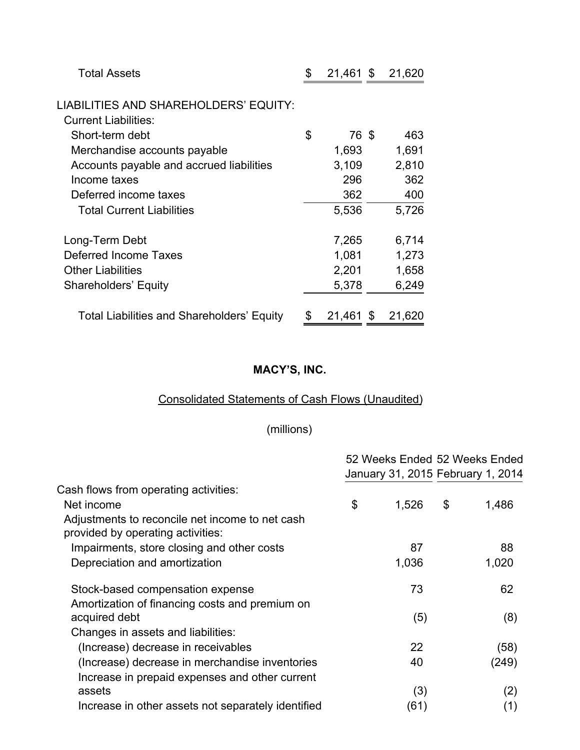| | | |
|---|---|---|
| Total Assets | $ 21,461 | $ 21,620 |
| | | |
| LIABILITIES AND SHAREHOLDERS' EQUITY: | | |
| Current Liabilities: | | |
| Short-term debt | $ 76 | $ 463 |
| Merchandise accounts payable | 1,693 | 1,691 |
| Accounts payable and accrued liabilities | 3,109 | 2,810 |
| Income taxes | 296 | 362 |
| Deferred income taxes | 362 | 400 |
| Total Current Liabilities | 5,536 | 5,726 |
| | | |
| Long-Term Debt | 7,265 | 6,714 |
| Deferred Income Taxes | 1,081 | 1,273 |
| Other Liabilities | 2,201 | 1,658 |
| Shareholders' Equity | 5,378 | 6,249 |
| | | |
| Total Liabilities and Shareholders' Equity | $ 21,461 | $ 21,620 |

**MACY'S, INC.**

Consolidated Statements of Cash Flows (Unaudited)

(millions)

| | 52 Weeks Ended January 31, 2015 | 52 Weeks Ended February 1, 2014 |
|---|---|---|
| Cash flows from operating activities: | | |
| Net income | $ 1,526 | $ 1,486 |
| Adjustments to reconcile net income to net cash provided by operating activities: | | |
| Impairments, store closing and other costs | 87 | 88 |
| Depreciation and amortization | 1,036 | 1,020 |
| | | |
| Stock-based compensation expense | 73 | 62 |
| Amortization of financing costs and premium on acquired debt | (5) | (8) |
| Changes in assets and liabilities: | | |
| (Increase) decrease in receivables | 22 | (58) |
| (Increase) decrease in merchandise inventories | 40 | (249) |
| Increase in prepaid expenses and other current assets | (3) | (2) |
| Increase in other assets not separately identified | (61) | (1) |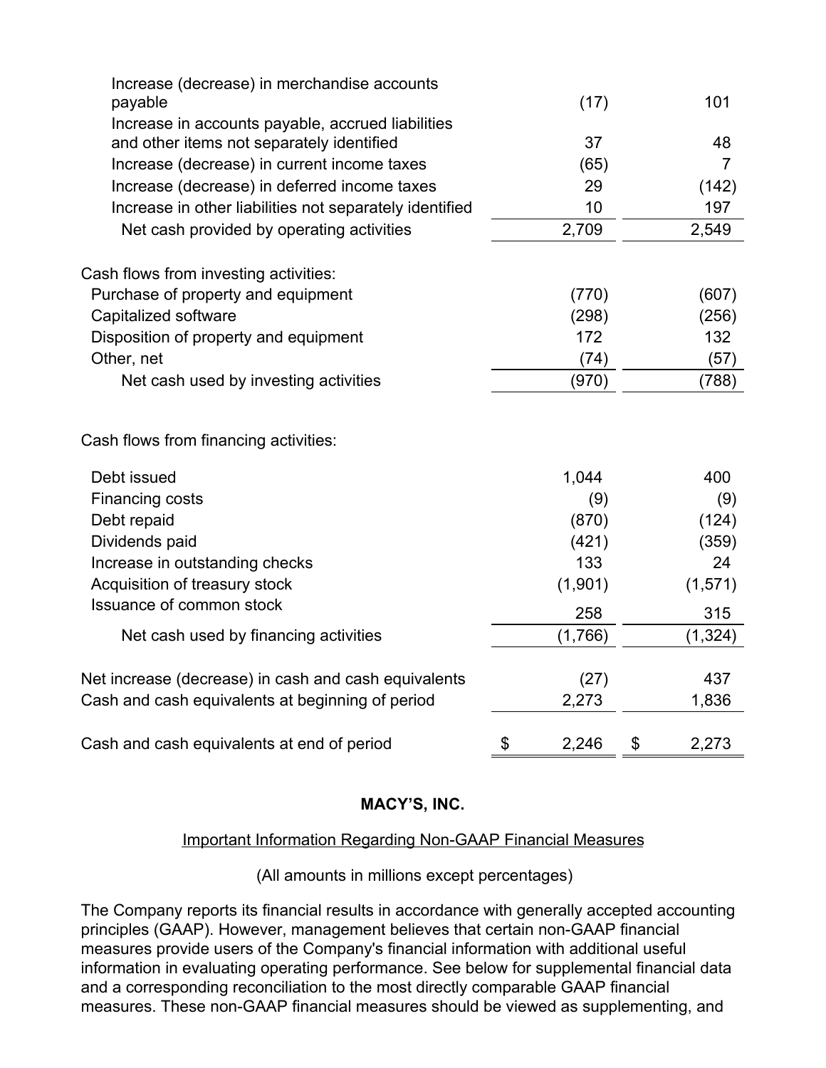| | | |
|---|---|---|
| Increase (decrease) in merchandise accounts payable | (17) | 101 |
| Increase in accounts payable, accrued liabilities and other items not separately identified | 37 | 48 |
| Increase (decrease) in current income taxes | (65) | 7 |
| Increase (decrease) in deferred income taxes | 29 | (142) |
| Increase in other liabilities not separately identified | 10 | 197 |
| Net cash provided by operating activities | 2,709 | 2,549 |
| | | |
| Cash flows from investing activities: | | |
| Purchase of property and equipment | (770) | (607) |
| Capitalized software | (298) | (256) |
| Disposition of property and equipment | 172 | 132 |
| Other, net | (74) | (57) |
| Net cash used by investing activities | (970) | (788) |
| | | |
| Cash flows from financing activities: | | |
| Debt issued | 1,044 | 400 |
| Financing costs | (9) | (9) |
| Debt repaid | (870) | (124) |
| Dividends paid | (421) | (359) |
| Increase in outstanding checks | 133 | 24 |
| Acquisition of treasury stock | (1,901) | (1,571) |
| Issuance of common stock | 258 | 315 |
| Net cash used by financing activities | (1,766) | (1,324) |
| | | |
| Net increase (decrease) in cash and cash equivalents | (27) | 437 |
| Cash and cash equivalents at beginning of period | 2,273 | 1,836 |
| | | |
| Cash and cash equivalents at end of period | $ 2,246 | $ 2,273 |

**MACY'S, INC.**

Important Information Regarding Non-GAAP Financial Measures

(All amounts in millions except percentages)

The Company reports its financial results in accordance with generally accepted accounting principles (GAAP). However, management believes that certain non-GAAP financial measures provide users of the Company's financial information with additional useful information in evaluating operating performance. See below for supplemental financial data and a corresponding reconciliation to the most directly comparable GAAP financial measures. These non-GAAP financial measures should be viewed as supplementing, and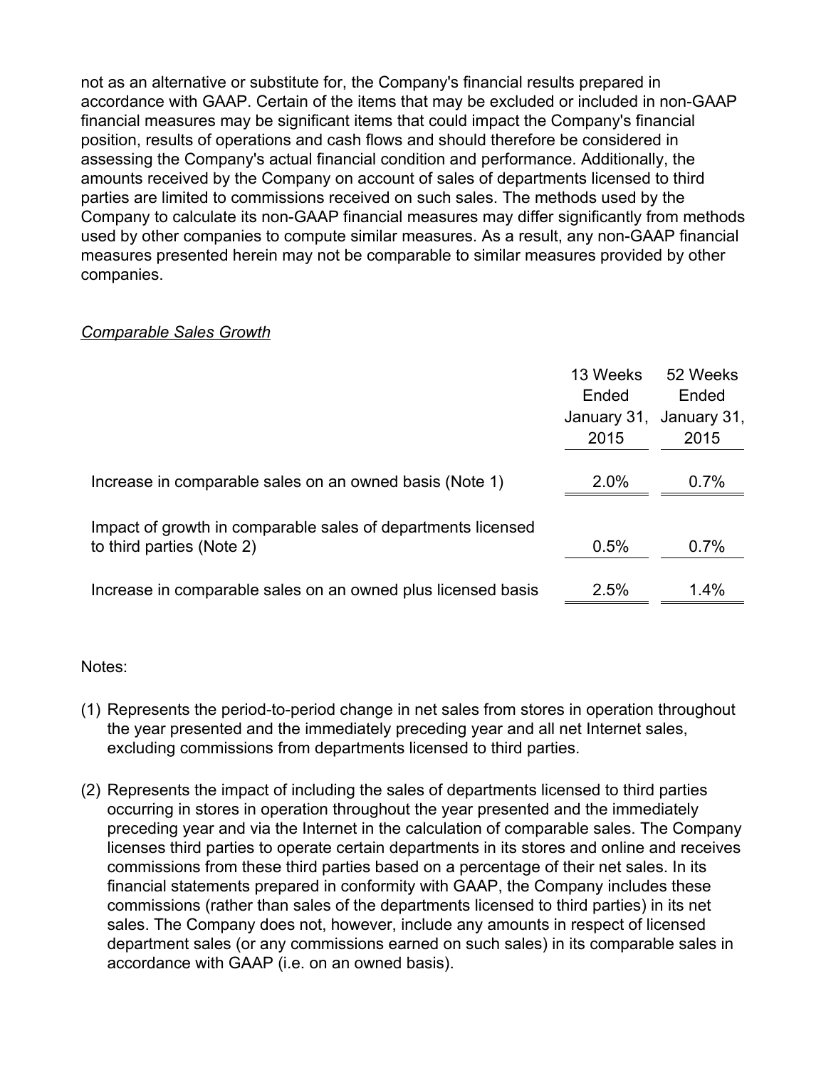not as an alternative or substitute for, the Company's financial results prepared in accordance with GAAP. Certain of the items that may be excluded or included in non-GAAP financial measures may be significant items that could impact the Company's financial position, results of operations and cash flows and should therefore be considered in assessing the Company's actual financial condition and performance. Additionally, the amounts received by the Company on account of sales of departments licensed to third parties are limited to commissions received on such sales. The methods used by the Company to calculate its non-GAAP financial measures may differ significantly from methods used by other companies to compute similar measures. As a result, any non-GAAP financial measures presented herein may not be comparable to similar measures provided by other companies.

*Comparable Sales Growth*

| | 13 Weeks Ended January 31, 2015 | 52 Weeks Ended January 31, 2015 |
|---|---|---|
| Increase in comparable sales on an owned basis (Note 1) | 2.0% | 0.7% |
| Impact of growth in comparable sales of departments licensed to third parties (Note 2) | 0.5% | 0.7% |
| Increase in comparable sales on an owned plus licensed basis | 2.5% | 1.4% |

Notes:

(1) Represents the period-to-period change in net sales from stores in operation throughout the year presented and the immediately preceding year and all net Internet sales, excluding commissions from departments licensed to third parties.

(2) Represents the impact of including the sales of departments licensed to third parties occurring in stores in operation throughout the year presented and the immediately preceding year and via the Internet in the calculation of comparable sales. The Company licenses third parties to operate certain departments in its stores and online and receives commissions from these third parties based on a percentage of their net sales. In its financial statements prepared in conformity with GAAP, the Company includes these commissions (rather than sales of the departments licensed to third parties) in its net sales. The Company does not, however, include any amounts in respect of licensed department sales (or any commissions earned on such sales) in its comparable sales in accordance with GAAP (i.e. on an owned basis).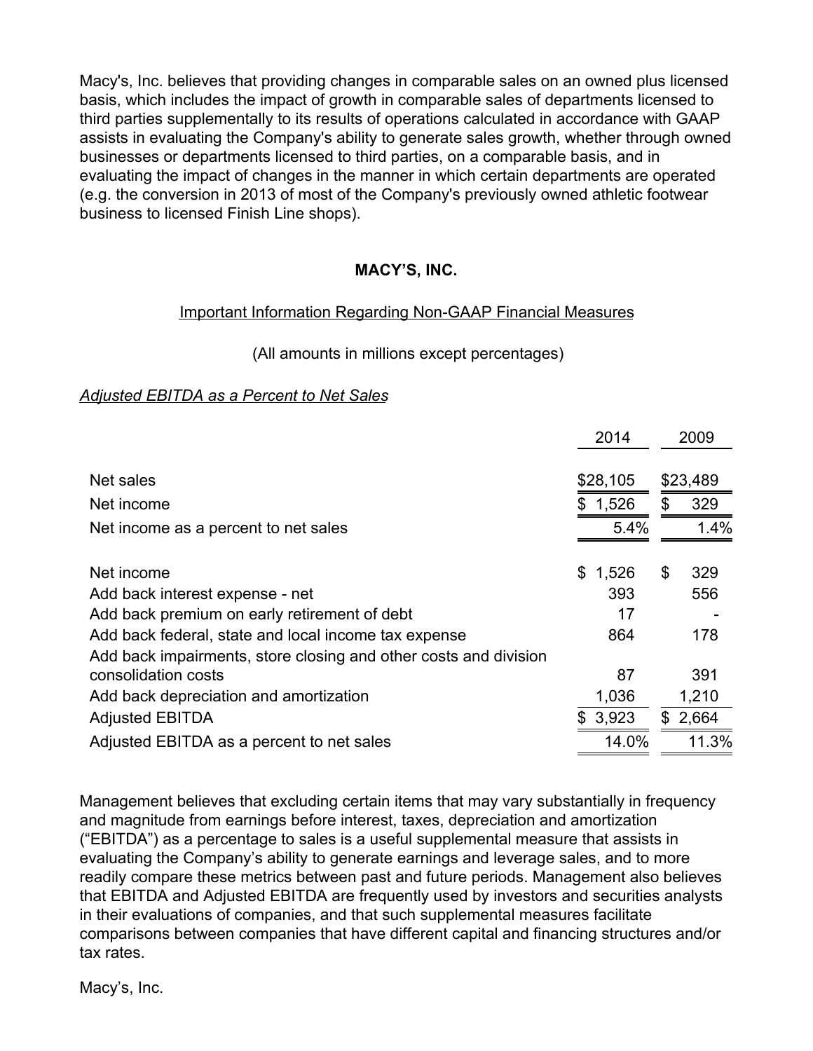Macy's, Inc. believes that providing changes in comparable sales on an owned plus licensed basis, which includes the impact of growth in comparable sales of departments licensed to third parties supplementally to its results of operations calculated in accordance with GAAP assists in evaluating the Company's ability to generate sales growth, whether through owned businesses or departments licensed to third parties, on a comparable basis, and in evaluating the impact of changes in the manner in which certain departments are operated (e.g. the conversion in 2013 of most of the Company's previously owned athletic footwear business to licensed Finish Line shops).

**MACY'S, INC.**

Important Information Regarding Non-GAAP Financial Measures

(All amounts in millions except percentages)

*Adjusted EBITDA as a Percent to Net Sales*

| | 2014 | 2009 |
|---|---|---|
| Net sales | $28,105 | $23,489 |
| Net income | $ 1,526 | $ 329 |
| Net income as a percent to net sales | 5.4% | 1.4% |
| | | |
| Net income | $ 1,526 | $ 329 |
| Add back interest expense - net | 393 | 556 |
| Add back premium on early retirement of debt | 17 | - |
| Add back federal, state and local income tax expense | 864 | 178 |
| Add back impairments, store closing and other costs and division consolidation costs | 87 | 391 |
| Add back depreciation and amortization | 1,036 | 1,210 |
| Adjusted EBITDA | $ 3,923 | $ 2,664 |
| Adjusted EBITDA as a percent to net sales | 14.0% | 11.3% |

Management believes that excluding certain items that may vary substantially in frequency and magnitude from earnings before interest, taxes, depreciation and amortization ("EBITDA") as a percentage to sales is a useful supplemental measure that assists in evaluating the Company's ability to generate earnings and leverage sales, and to more readily compare these metrics between past and future periods. Management also believes that EBITDA and Adjusted EBITDA are frequently used by investors and securities analysts in their evaluations of companies, and that such supplemental measures facilitate comparisons between companies that have different capital and financing structures and/or tax rates.

Macy's, Inc.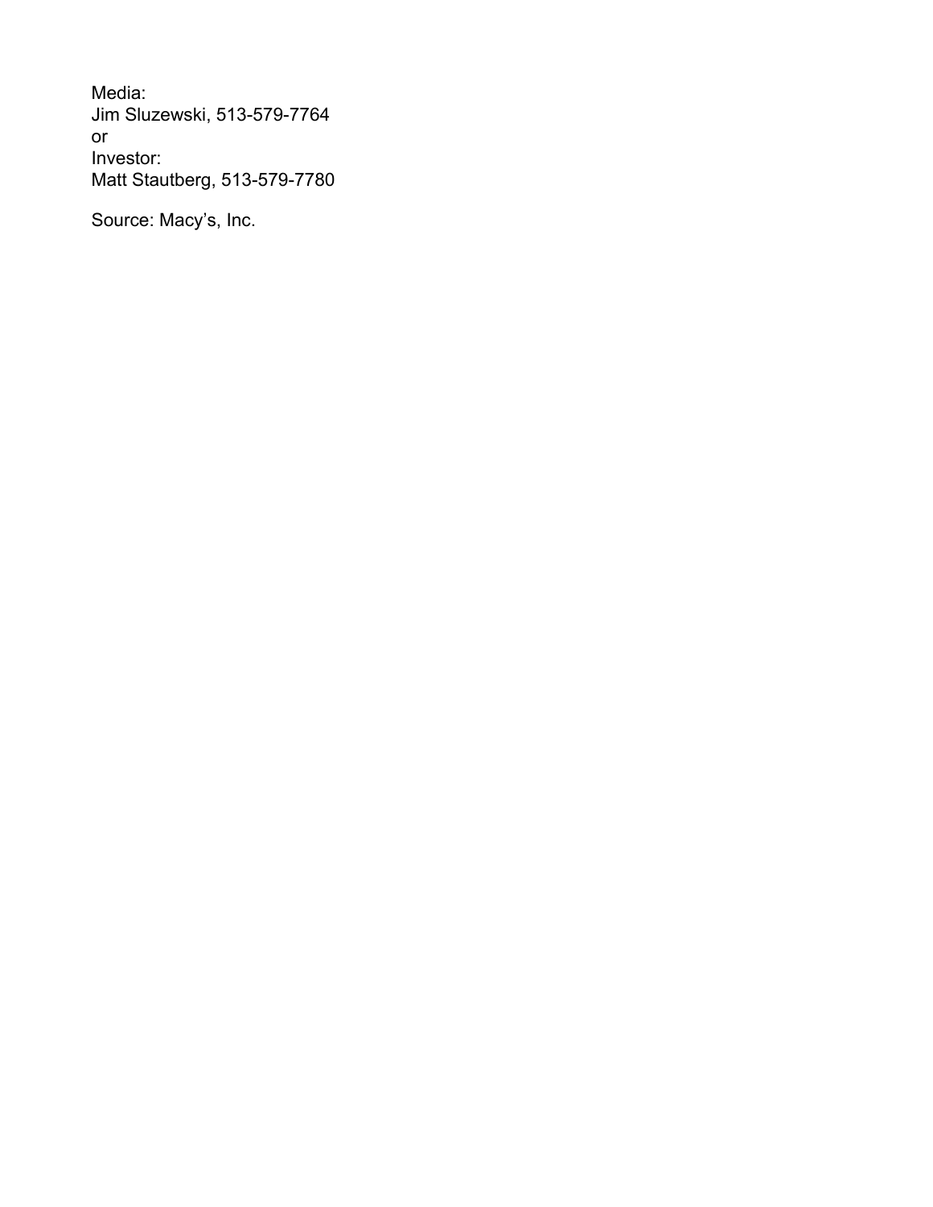Media:
Jim Sluzewski, 513-579-7764
or
Investor:
Matt Stautberg, 513-579-7780

Source: Macy’s, Inc.